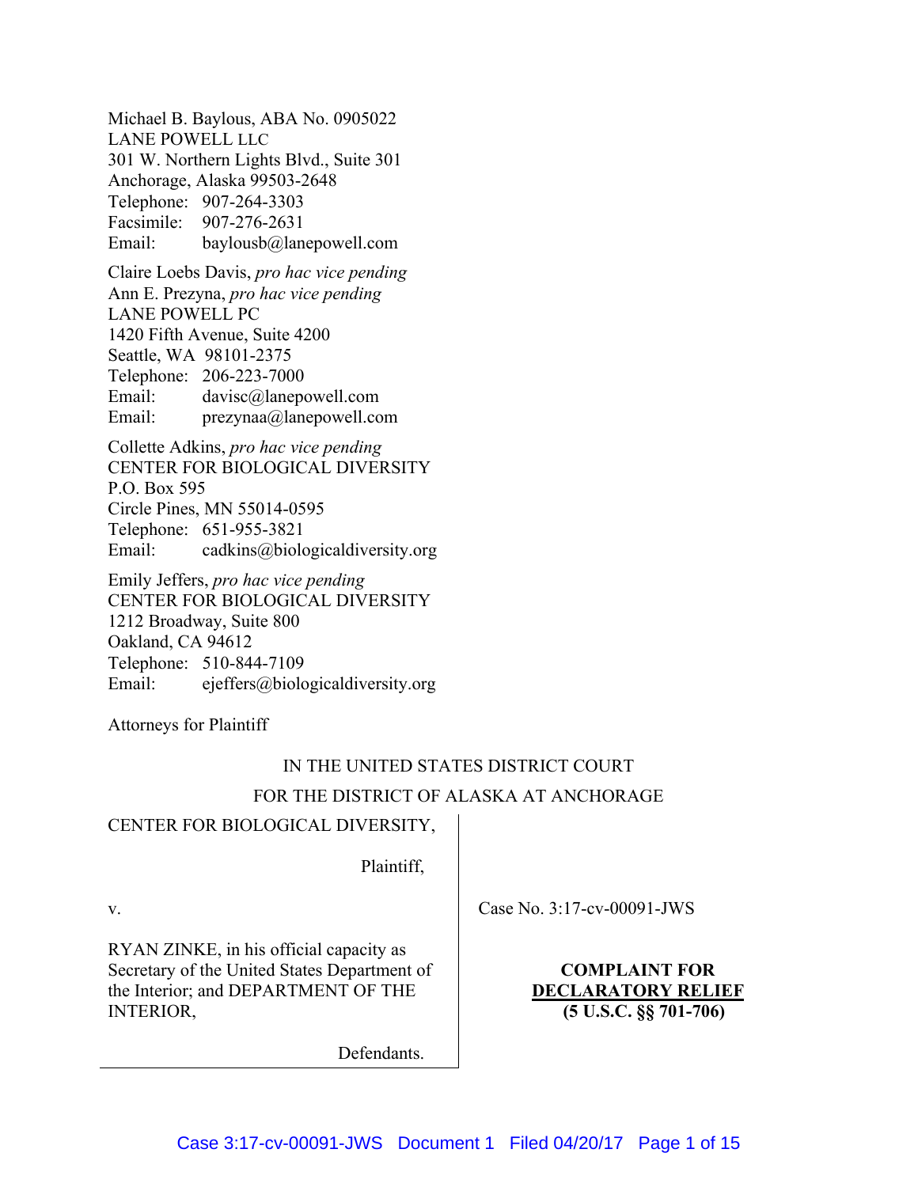Michael B. Baylous, ABA No. 0905022
LANE POWELL LLC
301 W. Northern Lights Blvd., Suite 301
Anchorage, Alaska 99503-2648
Telephone: 907-264-3303
Facsimile: 907-276-2631
Email: baylousb@lanepowell.com

Claire Loebs Davis, *pro hac vice pending*
Ann E. Prezyna, *pro hac vice pending*
LANE POWELL PC
1420 Fifth Avenue, Suite 4200
Seattle, WA 98101-2375
Telephone: 206-223-7000
Email: davisc@lanepowell.com
Email: prezynaa@lanepowell.com

Collette Adkins, *pro hac vice pending*
CENTER FOR BIOLOGICAL DIVERSITY
P.O. Box 595
Circle Pines, MN 55014-0595
Telephone: 651-955-3821
Email: cadkins@biologicaldiversity.org

Emily Jeffers, *pro hac vice pending*
CENTER FOR BIOLOGICAL DIVERSITY
1212 Broadway, Suite 800
Oakland, CA 94612
Telephone: 510-844-7109
Email: ejeffers@biologicaldiversity.org

Attorneys for Plaintiff

IN THE UNITED STATES DISTRICT COURT

FOR THE DISTRICT OF ALASKA AT ANCHORAGE

CENTER FOR BIOLOGICAL DIVERSITY,

Plaintiff,

v.

RYAN ZINKE, in his official capacity as Secretary of the United States Department of the Interior; and DEPARTMENT OF THE INTERIOR,

Defendants.

Case No. 3:17-cv-00091-JWS

**COMPLAINT FOR DECLARATORY RELIEF (5 U.S.C. §§ 701-706)**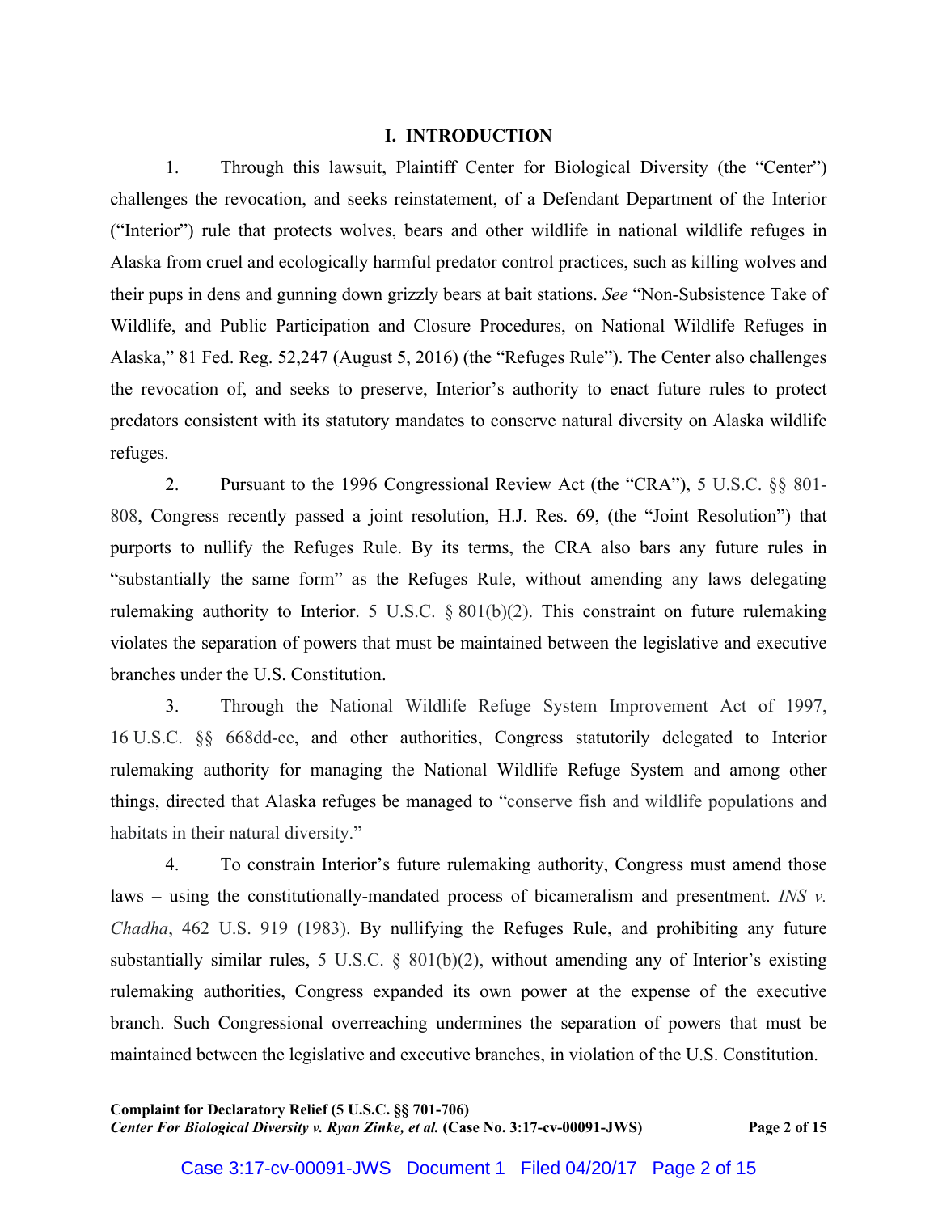## I. INTRODUCTION

1. Through this lawsuit, Plaintiff Center for Biological Diversity (the "Center") challenges the revocation, and seeks reinstatement, of a Defendant Department of the Interior ("Interior") rule that protects wolves, bears and other wildlife in national wildlife refuges in Alaska from cruel and ecologically harmful predator control practices, such as killing wolves and their pups in dens and gunning down grizzly bears at bait stations. *See* "Non-Subsistence Take of Wildlife, and Public Participation and Closure Procedures, on National Wildlife Refuges in Alaska," 81 Fed. Reg. 52,247 (August 5, 2016) (the "Refuges Rule"). The Center also challenges the revocation of, and seeks to preserve, Interior's authority to enact future rules to protect predators consistent with its statutory mandates to conserve natural diversity on Alaska wildlife refuges.

2. Pursuant to the 1996 Congressional Review Act (the "CRA"), 5 U.S.C. §§ 801-808, Congress recently passed a joint resolution, H.J. Res. 69, (the "Joint Resolution") that purports to nullify the Refuges Rule. By its terms, the CRA also bars any future rules in "substantially the same form" as the Refuges Rule, without amending any laws delegating rulemaking authority to Interior. 5 U.S.C. § 801(b)(2). This constraint on future rulemaking violates the separation of powers that must be maintained between the legislative and executive branches under the U.S. Constitution.

3. Through the National Wildlife Refuge System Improvement Act of 1997, 16 U.S.C. §§ 668dd-ee, and other authorities, Congress statutorily delegated to Interior rulemaking authority for managing the National Wildlife Refuge System and among other things, directed that Alaska refuges be managed to "conserve fish and wildlife populations and habitats in their natural diversity."

4. To constrain Interior's future rulemaking authority, Congress must amend those laws – using the constitutionally-mandated process of bicameralism and presentment. *INS v. Chadha*, 462 U.S. 919 (1983). By nullifying the Refuges Rule, and prohibiting any future substantially similar rules, 5 U.S.C. § 801(b)(2), without amending any of Interior's existing rulemaking authorities, Congress expanded its own power at the expense of the executive branch. Such Congressional overreaching undermines the separation of powers that must be maintained between the legislative and executive branches, in violation of the U.S. Constitution.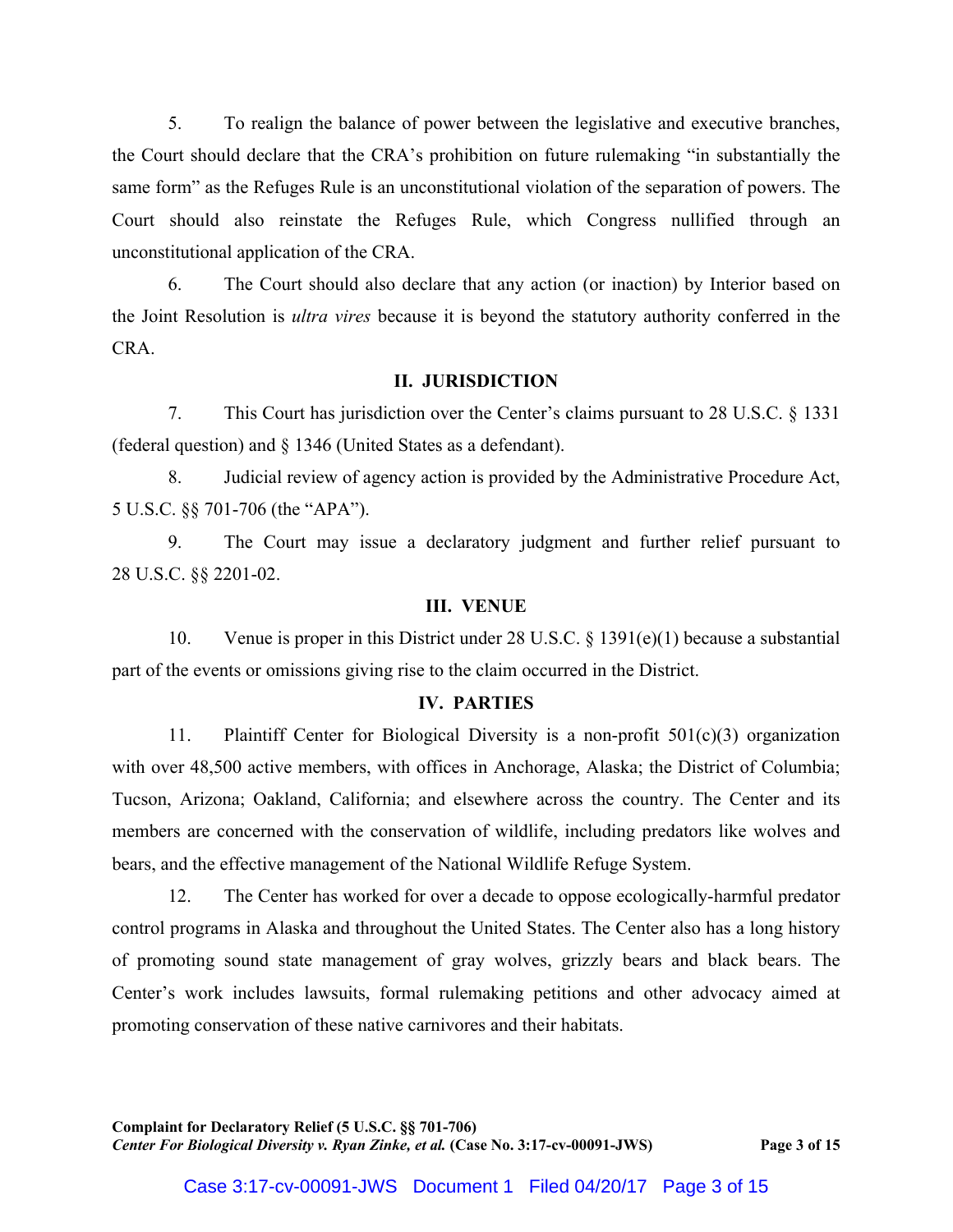5. To realign the balance of power between the legislative and executive branches, the Court should declare that the CRA's prohibition on future rulemaking "in substantially the same form" as the Refuges Rule is an unconstitutional violation of the separation of powers. The Court should also reinstate the Refuges Rule, which Congress nullified through an unconstitutional application of the CRA.

6. The Court should also declare that any action (or inaction) by Interior based on the Joint Resolution is *ultra vires* because it is beyond the statutory authority conferred in the CRA.

## II. JURISDICTION

7. This Court has jurisdiction over the Center's claims pursuant to 28 U.S.C. § 1331 (federal question) and § 1346 (United States as a defendant).

8. Judicial review of agency action is provided by the Administrative Procedure Act, 5 U.S.C. §§ 701-706 (the "APA").

9. The Court may issue a declaratory judgment and further relief pursuant to 28 U.S.C. §§ 2201-02.

## III. VENUE

10. Venue is proper in this District under 28 U.S.C. § 1391(e)(1) because a substantial part of the events or omissions giving rise to the claim occurred in the District.

## IV. PARTIES

11. Plaintiff Center for Biological Diversity is a non-profit 501(c)(3) organization with over 48,500 active members, with offices in Anchorage, Alaska; the District of Columbia; Tucson, Arizona; Oakland, California; and elsewhere across the country. The Center and its members are concerned with the conservation of wildlife, including predators like wolves and bears, and the effective management of the National Wildlife Refuge System.

12. The Center has worked for over a decade to oppose ecologically-harmful predator control programs in Alaska and throughout the United States. The Center also has a long history of promoting sound state management of gray wolves, grizzly bears and black bears. The Center's work includes lawsuits, formal rulemaking petitions and other advocacy aimed at promoting conservation of these native carnivores and their habitats.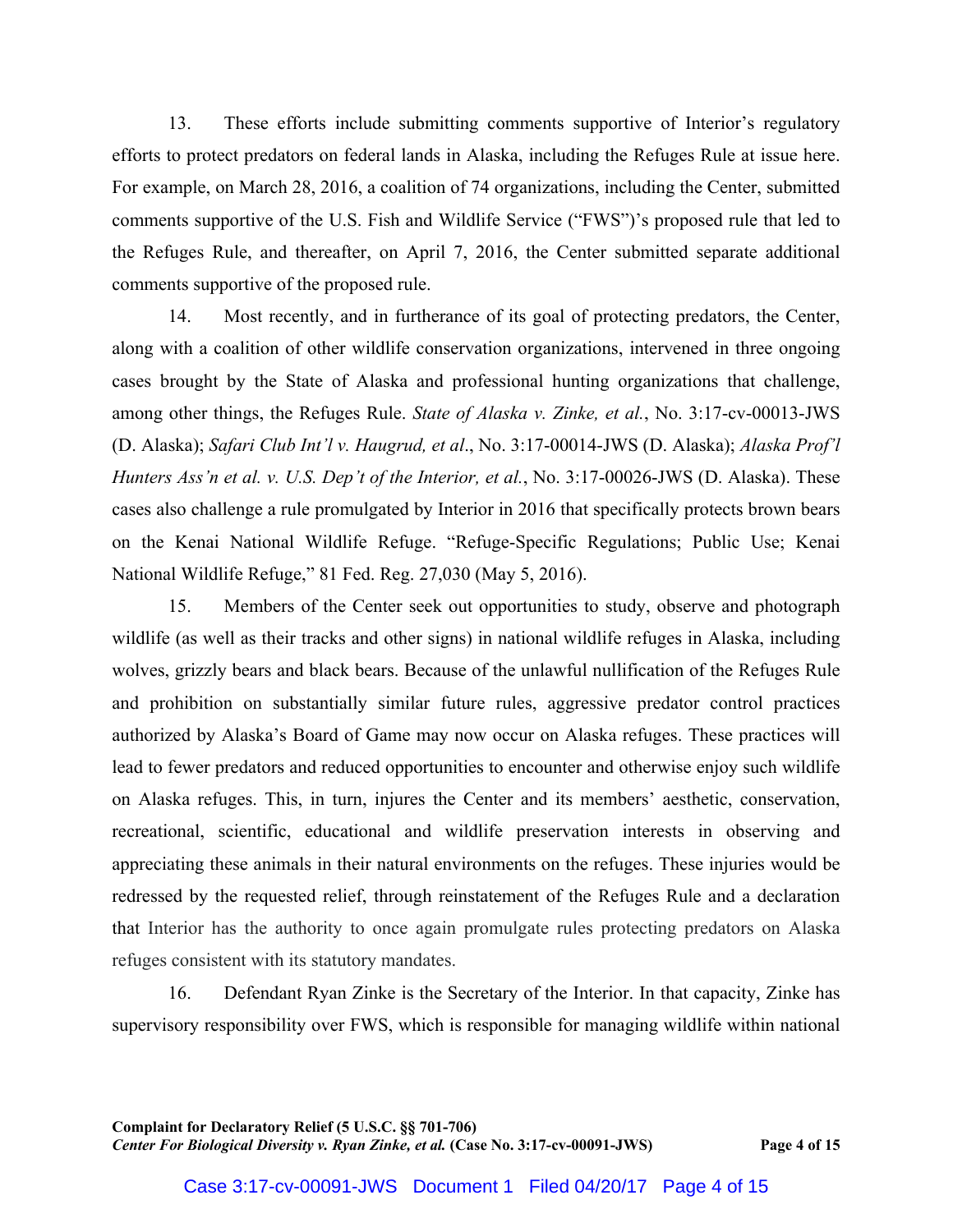13. These efforts include submitting comments supportive of Interior's regulatory efforts to protect predators on federal lands in Alaska, including the Refuges Rule at issue here. For example, on March 28, 2016, a coalition of 74 organizations, including the Center, submitted comments supportive of the U.S. Fish and Wildlife Service ("FWS")'s proposed rule that led to the Refuges Rule, and thereafter, on April 7, 2016, the Center submitted separate additional comments supportive of the proposed rule.

14. Most recently, and in furtherance of its goal of protecting predators, the Center, along with a coalition of other wildlife conservation organizations, intervened in three ongoing cases brought by the State of Alaska and professional hunting organizations that challenge, among other things, the Refuges Rule. *State of Alaska v. Zinke, et al.*, No. 3:17-cv-00013-JWS (D. Alaska); *Safari Club Int'l v. Haugrud, et al*., No. 3:17-00014-JWS (D. Alaska); *Alaska Prof'l Hunters Ass'n et al. v. U.S. Dep't of the Interior, et al.*, No. 3:17-00026-JWS (D. Alaska). These cases also challenge a rule promulgated by Interior in 2016 that specifically protects brown bears on the Kenai National Wildlife Refuge. "Refuge-Specific Regulations; Public Use; Kenai National Wildlife Refuge," 81 Fed. Reg. 27,030 (May 5, 2016).

15. Members of the Center seek out opportunities to study, observe and photograph wildlife (as well as their tracks and other signs) in national wildlife refuges in Alaska, including wolves, grizzly bears and black bears. Because of the unlawful nullification of the Refuges Rule and prohibition on substantially similar future rules, aggressive predator control practices authorized by Alaska's Board of Game may now occur on Alaska refuges. These practices will lead to fewer predators and reduced opportunities to encounter and otherwise enjoy such wildlife on Alaska refuges. This, in turn, injures the Center and its members' aesthetic, conservation, recreational, scientific, educational and wildlife preservation interests in observing and appreciating these animals in their natural environments on the refuges. These injuries would be redressed by the requested relief, through reinstatement of the Refuges Rule and a declaration that Interior has the authority to once again promulgate rules protecting predators on Alaska refuges consistent with its statutory mandates.

16. Defendant Ryan Zinke is the Secretary of the Interior. In that capacity, Zinke has supervisory responsibility over FWS, which is responsible for managing wildlife within national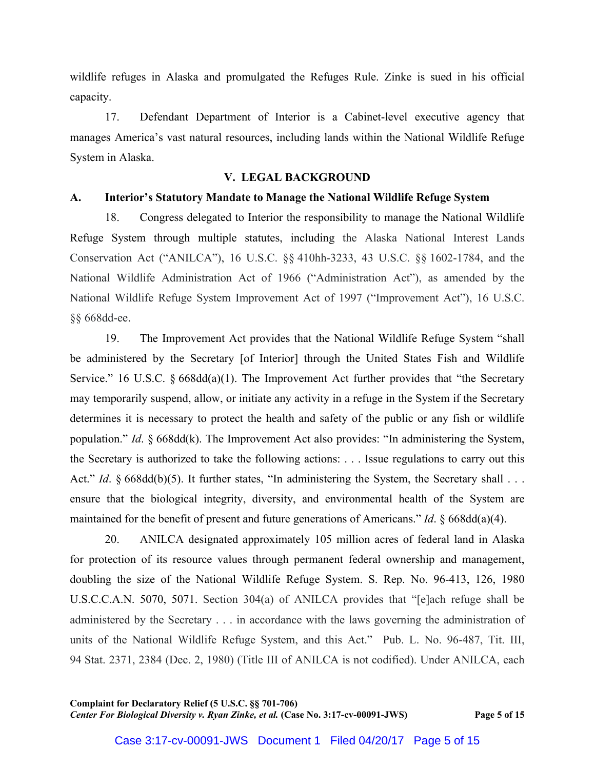wildlife refuges in Alaska and promulgated the Refuges Rule. Zinke is sued in his official capacity.

17. Defendant Department of Interior is a Cabinet-level executive agency that manages America's vast natural resources, including lands within the National Wildlife Refuge System in Alaska.

## V. LEGAL BACKGROUND

### A. Interior's Statutory Mandate to Manage the National Wildlife Refuge System

18. Congress delegated to Interior the responsibility to manage the National Wildlife Refuge System through multiple statutes, including the Alaska National Interest Lands Conservation Act ("ANILCA"), 16 U.S.C. §§ 410hh-3233, 43 U.S.C. §§ 1602-1784, and the National Wildlife Administration Act of 1966 ("Administration Act"), as amended by the National Wildlife Refuge System Improvement Act of 1997 ("Improvement Act"), 16 U.S.C. §§ 668dd-ee.

19. The Improvement Act provides that the National Wildlife Refuge System "shall be administered by the Secretary [of Interior] through the United States Fish and Wildlife Service." 16 U.S.C. § 668dd(a)(1). The Improvement Act further provides that "the Secretary may temporarily suspend, allow, or initiate any activity in a refuge in the System if the Secretary determines it is necessary to protect the health and safety of the public or any fish or wildlife population." *Id*. § 668dd(k). The Improvement Act also provides: "In administering the System, the Secretary is authorized to take the following actions: . . . Issue regulations to carry out this Act." *Id*. § 668dd(b)(5). It further states, "In administering the System, the Secretary shall . . . ensure that the biological integrity, diversity, and environmental health of the System are maintained for the benefit of present and future generations of Americans." *Id*. § 668dd(a)(4).

20. ANILCA designated approximately 105 million acres of federal land in Alaska for protection of its resource values through permanent federal ownership and management, doubling the size of the National Wildlife Refuge System. S. Rep. No. 96-413, 126, 1980 U.S.C.C.A.N. 5070, 5071. Section 304(a) of ANILCA provides that "[e]ach refuge shall be administered by the Secretary . . . in accordance with the laws governing the administration of units of the National Wildlife Refuge System, and this Act." Pub. L. No. 96-487, Tit. III, 94 Stat. 2371, 2384 (Dec. 2, 1980) (Title III of ANILCA is not codified). Under ANILCA, each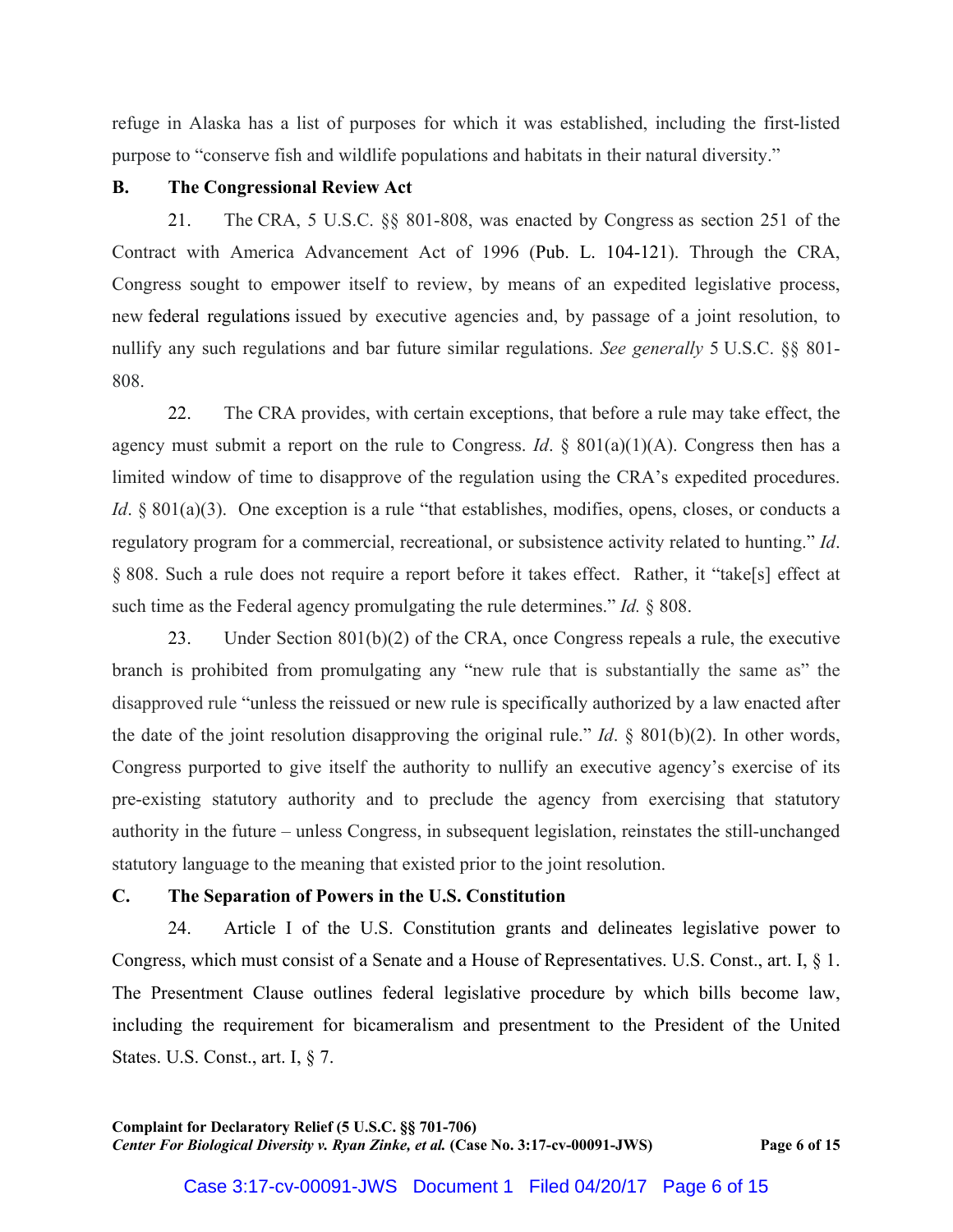refuge in Alaska has a list of purposes for which it was established, including the first-listed purpose to "conserve fish and wildlife populations and habitats in their natural diversity."

### B. The Congressional Review Act

21. The CRA, 5 U.S.C. §§ 801-808, was enacted by Congress as section 251 of the Contract with America Advancement Act of 1996 (Pub. L. 104-121). Through the CRA, Congress sought to empower itself to review, by means of an expedited legislative process, new federal regulations issued by executive agencies and, by passage of a joint resolution, to nullify any such regulations and bar future similar regulations. *See generally* 5 U.S.C. §§ 801-808.

22. The CRA provides, with certain exceptions, that before a rule may take effect, the agency must submit a report on the rule to Congress. *Id*. § 801(a)(1)(A). Congress then has a limited window of time to disapprove of the regulation using the CRA's expedited procedures. *Id*. § 801(a)(3). One exception is a rule "that establishes, modifies, opens, closes, or conducts a regulatory program for a commercial, recreational, or subsistence activity related to hunting." *Id*. § 808. Such a rule does not require a report before it takes effect. Rather, it "take[s] effect at such time as the Federal agency promulgating the rule determines." *Id.* § 808.

23. Under Section 801(b)(2) of the CRA, once Congress repeals a rule, the executive branch is prohibited from promulgating any "new rule that is substantially the same as" the disapproved rule "unless the reissued or new rule is specifically authorized by a law enacted after the date of the joint resolution disapproving the original rule." *Id*. § 801(b)(2). In other words, Congress purported to give itself the authority to nullify an executive agency's exercise of its pre-existing statutory authority and to preclude the agency from exercising that statutory authority in the future – unless Congress, in subsequent legislation, reinstates the still-unchanged statutory language to the meaning that existed prior to the joint resolution.

### C. The Separation of Powers in the U.S. Constitution

24. Article I of the U.S. Constitution grants and delineates legislative power to Congress, which must consist of a Senate and a House of Representatives. U.S. Const., art. I, § 1. The Presentment Clause outlines federal legislative procedure by which bills become law, including the requirement for bicameralism and presentment to the President of the United States. U.S. Const., art. I, § 7.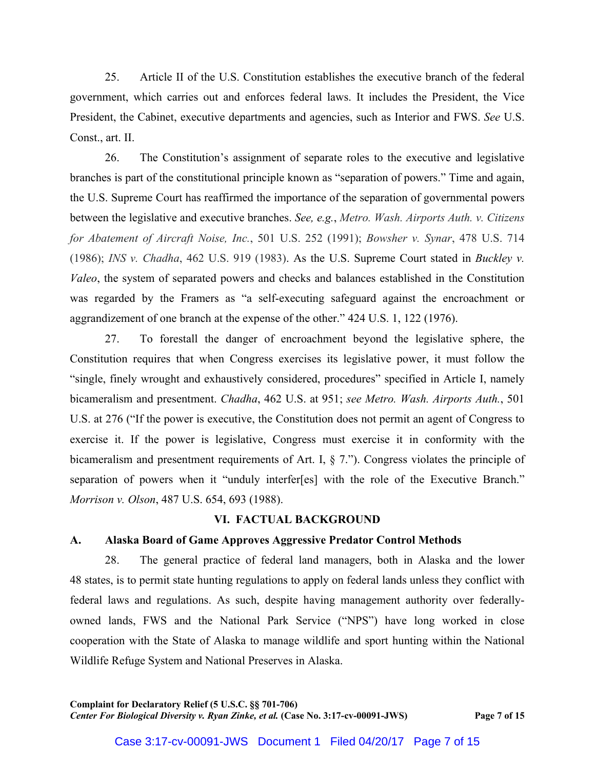25. Article II of the U.S. Constitution establishes the executive branch of the federal government, which carries out and enforces federal laws. It includes the President, the Vice President, the Cabinet, executive departments and agencies, such as Interior and FWS. *See* U.S. Const., art. II.

26. The Constitution's assignment of separate roles to the executive and legislative branches is part of the constitutional principle known as "separation of powers." Time and again, the U.S. Supreme Court has reaffirmed the importance of the separation of governmental powers between the legislative and executive branches. *See, e.g.*, *Metro. Wash. Airports Auth. v. Citizens for Abatement of Aircraft Noise, Inc.*, 501 U.S. 252 (1991); *Bowsher v. Synar*, 478 U.S. 714 (1986); *INS v. Chadha*, 462 U.S. 919 (1983). As the U.S. Supreme Court stated in *Buckley v. Valeo*, the system of separated powers and checks and balances established in the Constitution was regarded by the Framers as "a self-executing safeguard against the encroachment or aggrandizement of one branch at the expense of the other." 424 U.S. 1, 122 (1976).

27. To forestall the danger of encroachment beyond the legislative sphere, the Constitution requires that when Congress exercises its legislative power, it must follow the "single, finely wrought and exhaustively considered, procedures" specified in Article I, namely bicameralism and presentment. *Chadha*, 462 U.S. at 951; *see Metro. Wash. Airports Auth.*, 501 U.S. at 276 ("If the power is executive, the Constitution does not permit an agent of Congress to exercise it. If the power is legislative, Congress must exercise it in conformity with the bicameralism and presentment requirements of Art. I, § 7."). Congress violates the principle of separation of powers when it "unduly interfer[es] with the role of the Executive Branch." *Morrison v. Olson*, 487 U.S. 654, 693 (1988).

## VI. FACTUAL BACKGROUND

### A. Alaska Board of Game Approves Aggressive Predator Control Methods

28. The general practice of federal land managers, both in Alaska and the lower 48 states, is to permit state hunting regulations to apply on federal lands unless they conflict with federal laws and regulations. As such, despite having management authority over federally-owned lands, FWS and the National Park Service ("NPS") have long worked in close cooperation with the State of Alaska to manage wildlife and sport hunting within the National Wildlife Refuge System and National Preserves in Alaska.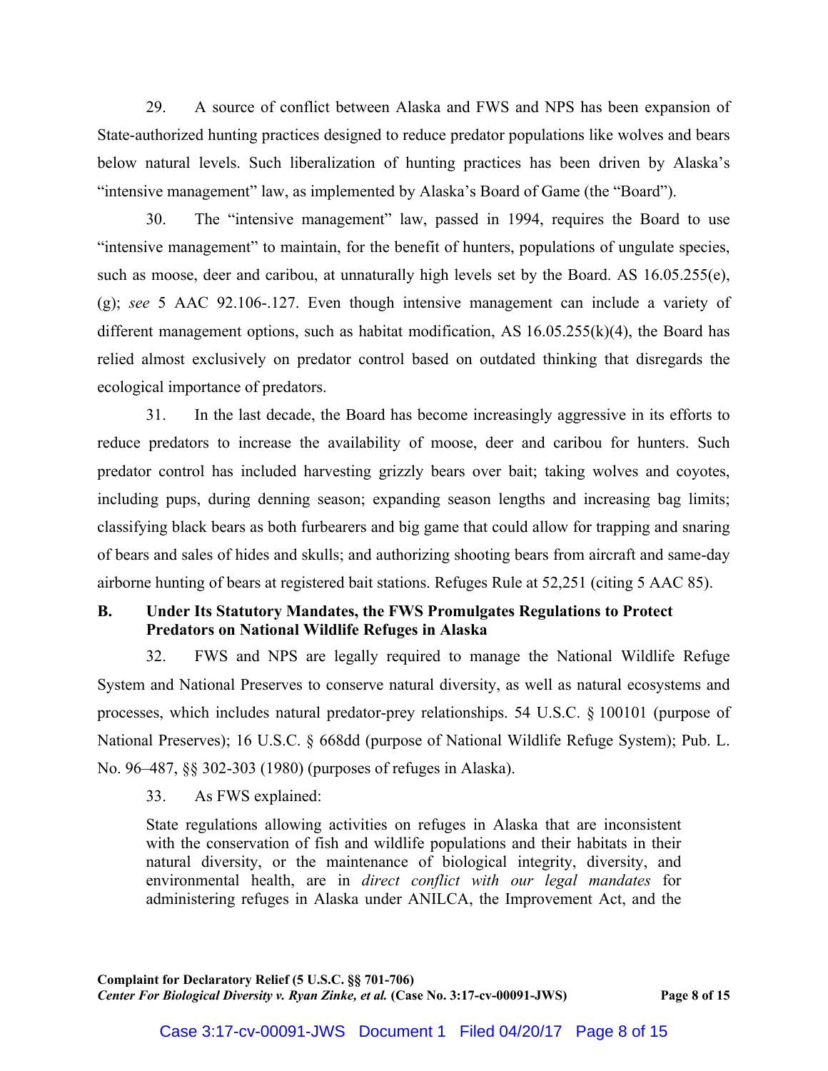29. A source of conflict between Alaska and FWS and NPS has been expansion of State-authorized hunting practices designed to reduce predator populations like wolves and bears below natural levels. Such liberalization of hunting practices has been driven by Alaska's "intensive management" law, as implemented by Alaska's Board of Game (the "Board").

30. The "intensive management" law, passed in 1994, requires the Board to use "intensive management" to maintain, for the benefit of hunters, populations of ungulate species, such as moose, deer and caribou, at unnaturally high levels set by the Board. AS 16.05.255(e), (g); *see* 5 AAC 92.106-.127. Even though intensive management can include a variety of different management options, such as habitat modification, AS 16.05.255(k)(4), the Board has relied almost exclusively on predator control based on outdated thinking that disregards the ecological importance of predators.

31. In the last decade, the Board has become increasingly aggressive in its efforts to reduce predators to increase the availability of moose, deer and caribou for hunters. Such predator control has included harvesting grizzly bears over bait; taking wolves and coyotes, including pups, during denning season; expanding season lengths and increasing bag limits; classifying black bears as both furbearers and big game that could allow for trapping and snaring of bears and sales of hides and skulls; and authorizing shooting bears from aircraft and same-day airborne hunting of bears at registered bait stations. Refuges Rule at 52,251 (citing 5 AAC 85).

### B. Under Its Statutory Mandates, the FWS Promulgates Regulations to Protect Predators on National Wildlife Refuges in Alaska

32. FWS and NPS are legally required to manage the National Wildlife Refuge System and National Preserves to conserve natural diversity, as well as natural ecosystems and processes, which includes natural predator-prey relationships. 54 U.S.C. § 100101 (purpose of National Preserves); 16 U.S.C. § 668dd (purpose of National Wildlife Refuge System); Pub. L. No. 96–487, §§ 302-303 (1980) (purposes of refuges in Alaska).

33. As FWS explained:

> State regulations allowing activities on refuges in Alaska that are inconsistent with the conservation of fish and wildlife populations and their habitats in their natural diversity, or the maintenance of biological integrity, diversity, and environmental health, are in *direct conflict with our legal mandates* for administering refuges in Alaska under ANILCA, the Improvement Act, and the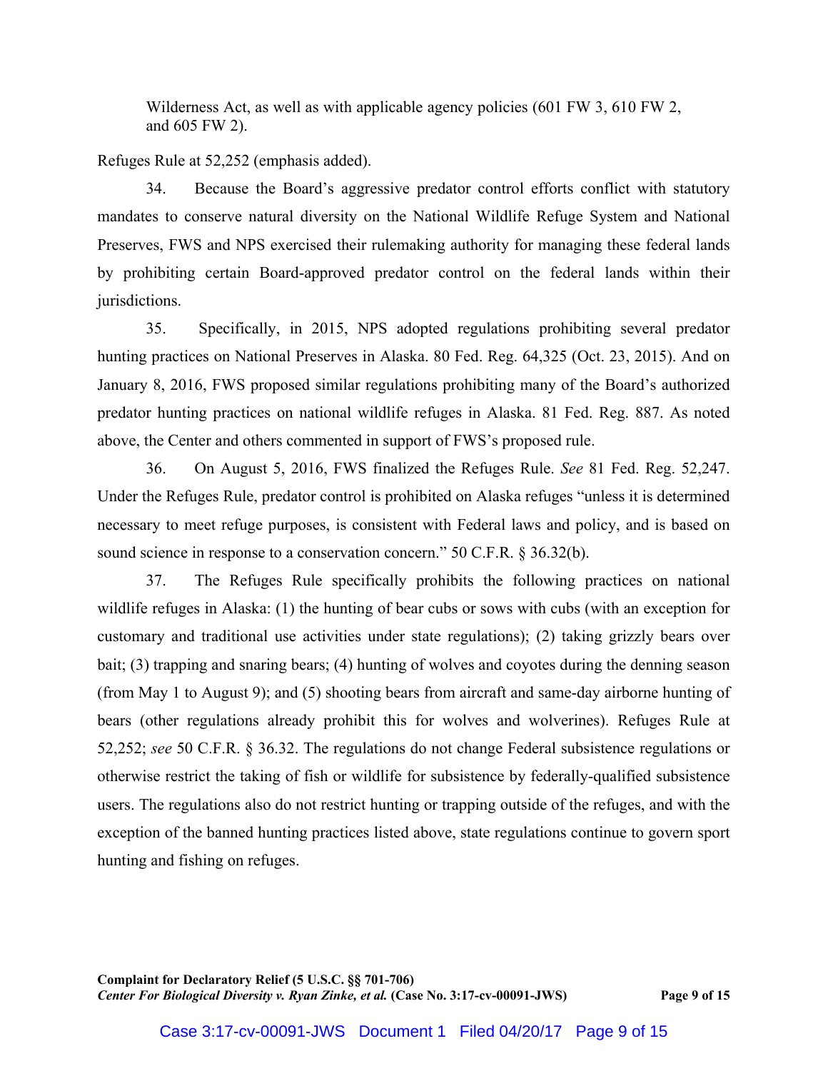> Wilderness Act, as well as with applicable agency policies (601 FW 3, 610 FW 2, and 605 FW 2).

Refuges Rule at 52,252 (emphasis added).

34. Because the Board's aggressive predator control efforts conflict with statutory mandates to conserve natural diversity on the National Wildlife Refuge System and National Preserves, FWS and NPS exercised their rulemaking authority for managing these federal lands by prohibiting certain Board-approved predator control on the federal lands within their jurisdictions.

35. Specifically, in 2015, NPS adopted regulations prohibiting several predator hunting practices on National Preserves in Alaska. 80 Fed. Reg. 64,325 (Oct. 23, 2015). And on January 8, 2016, FWS proposed similar regulations prohibiting many of the Board's authorized predator hunting practices on national wildlife refuges in Alaska. 81 Fed. Reg. 887. As noted above, the Center and others commented in support of FWS's proposed rule.

36. On August 5, 2016, FWS finalized the Refuges Rule. *See* 81 Fed. Reg. 52,247. Under the Refuges Rule, predator control is prohibited on Alaska refuges "unless it is determined necessary to meet refuge purposes, is consistent with Federal laws and policy, and is based on sound science in response to a conservation concern." 50 C.F.R. § 36.32(b).

37. The Refuges Rule specifically prohibits the following practices on national wildlife refuges in Alaska: (1) the hunting of bear cubs or sows with cubs (with an exception for customary and traditional use activities under state regulations); (2) taking grizzly bears over bait; (3) trapping and snaring bears; (4) hunting of wolves and coyotes during the denning season (from May 1 to August 9); and (5) shooting bears from aircraft and same-day airborne hunting of bears (other regulations already prohibit this for wolves and wolverines). Refuges Rule at 52,252; *see* 50 C.F.R. § 36.32. The regulations do not change Federal subsistence regulations or otherwise restrict the taking of fish or wildlife for subsistence by federally-qualified subsistence users. The regulations also do not restrict hunting or trapping outside of the refuges, and with the exception of the banned hunting practices listed above, state regulations continue to govern sport hunting and fishing on refuges.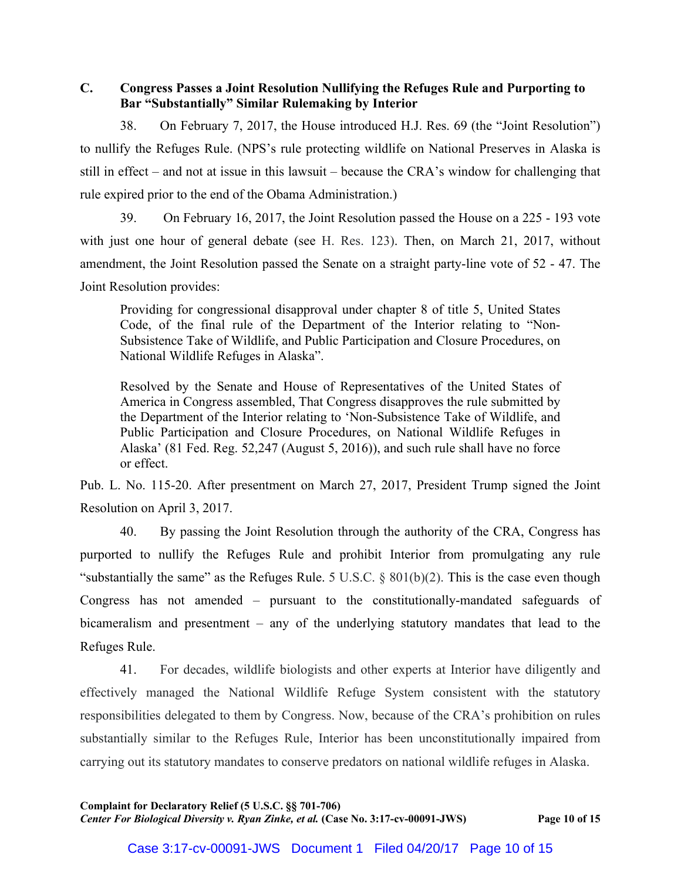### C. Congress Passes a Joint Resolution Nullifying the Refuges Rule and Purporting to Bar "Substantially" Similar Rulemaking by Interior

38. On February 7, 2017, the House introduced H.J. Res. 69 (the "Joint Resolution") to nullify the Refuges Rule. (NPS's rule protecting wildlife on National Preserves in Alaska is still in effect – and not at issue in this lawsuit – because the CRA's window for challenging that rule expired prior to the end of the Obama Administration.)

39. On February 16, 2017, the Joint Resolution passed the House on a 225 - 193 vote with just one hour of general debate (see H. Res. 123). Then, on March 21, 2017, without amendment, the Joint Resolution passed the Senate on a straight party-line vote of 52 - 47. The Joint Resolution provides:

> Providing for congressional disapproval under chapter 8 of title 5, United States Code, of the final rule of the Department of the Interior relating to "Non-Subsistence Take of Wildlife, and Public Participation and Closure Procedures, on National Wildlife Refuges in Alaska".
>
> Resolved by the Senate and House of Representatives of the United States of America in Congress assembled, That Congress disapproves the rule submitted by the Department of the Interior relating to 'Non-Subsistence Take of Wildlife, and Public Participation and Closure Procedures, on National Wildlife Refuges in Alaska' (81 Fed. Reg. 52,247 (August 5, 2016)), and such rule shall have no force or effect.

Pub. L. No. 115-20. After presentment on March 27, 2017, President Trump signed the Joint Resolution on April 3, 2017.

40. By passing the Joint Resolution through the authority of the CRA, Congress has purported to nullify the Refuges Rule and prohibit Interior from promulgating any rule "substantially the same" as the Refuges Rule. 5 U.S.C. § 801(b)(2). This is the case even though Congress has not amended – pursuant to the constitutionally-mandated safeguards of bicameralism and presentment – any of the underlying statutory mandates that lead to the Refuges Rule.

41. For decades, wildlife biologists and other experts at Interior have diligently and effectively managed the National Wildlife Refuge System consistent with the statutory responsibilities delegated to them by Congress. Now, because of the CRA's prohibition on rules substantially similar to the Refuges Rule, Interior has been unconstitutionally impaired from carrying out its statutory mandates to conserve predators on national wildlife refuges in Alaska.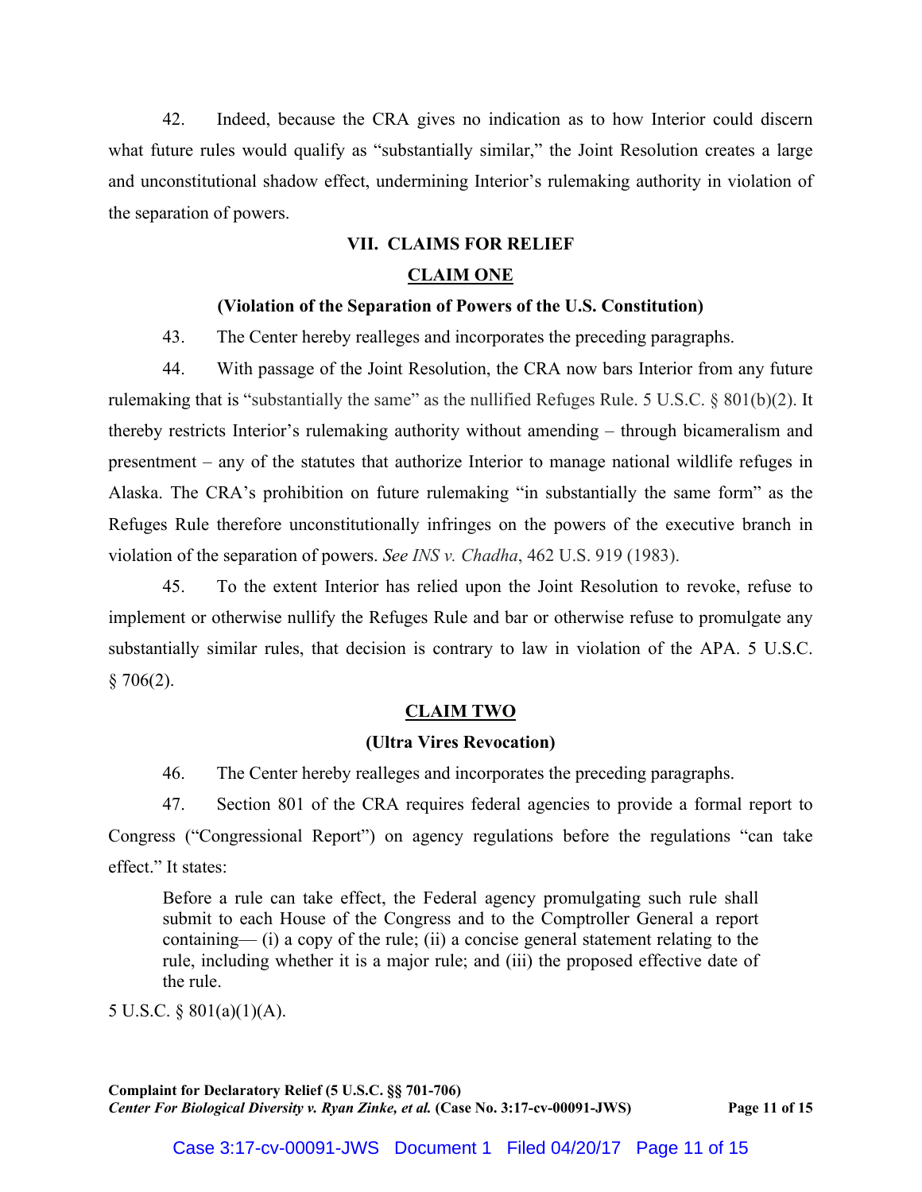42. Indeed, because the CRA gives no indication as to how Interior could discern what future rules would qualify as "substantially similar," the Joint Resolution creates a large and unconstitutional shadow effect, undermining Interior's rulemaking authority in violation of the separation of powers.

## VII. CLAIMS FOR RELIEF

### CLAIM ONE

**(Violation of the Separation of Powers of the U.S. Constitution)**

43. The Center hereby realleges and incorporates the preceding paragraphs.

44. With passage of the Joint Resolution, the CRA now bars Interior from any future rulemaking that is "substantially the same" as the nullified Refuges Rule. 5 U.S.C. § 801(b)(2). It thereby restricts Interior's rulemaking authority without amending – through bicameralism and presentment – any of the statutes that authorize Interior to manage national wildlife refuges in Alaska. The CRA's prohibition on future rulemaking "in substantially the same form" as the Refuges Rule therefore unconstitutionally infringes on the powers of the executive branch in violation of the separation of powers. *See INS v. Chadha*, 462 U.S. 919 (1983).

45. To the extent Interior has relied upon the Joint Resolution to revoke, refuse to implement or otherwise nullify the Refuges Rule and bar or otherwise refuse to promulgate any substantially similar rules, that decision is contrary to law in violation of the APA. 5 U.S.C. § 706(2).

### CLAIM TWO

**(Ultra Vires Revocation)**

46. The Center hereby realleges and incorporates the preceding paragraphs.

47. Section 801 of the CRA requires federal agencies to provide a formal report to Congress ("Congressional Report") on agency regulations before the regulations "can take effect." It states:

> Before a rule can take effect, the Federal agency promulgating such rule shall submit to each House of the Congress and to the Comptroller General a report containing— (i) a copy of the rule; (ii) a concise general statement relating to the rule, including whether it is a major rule; and (iii) the proposed effective date of the rule.

5 U.S.C. § 801(a)(1)(A).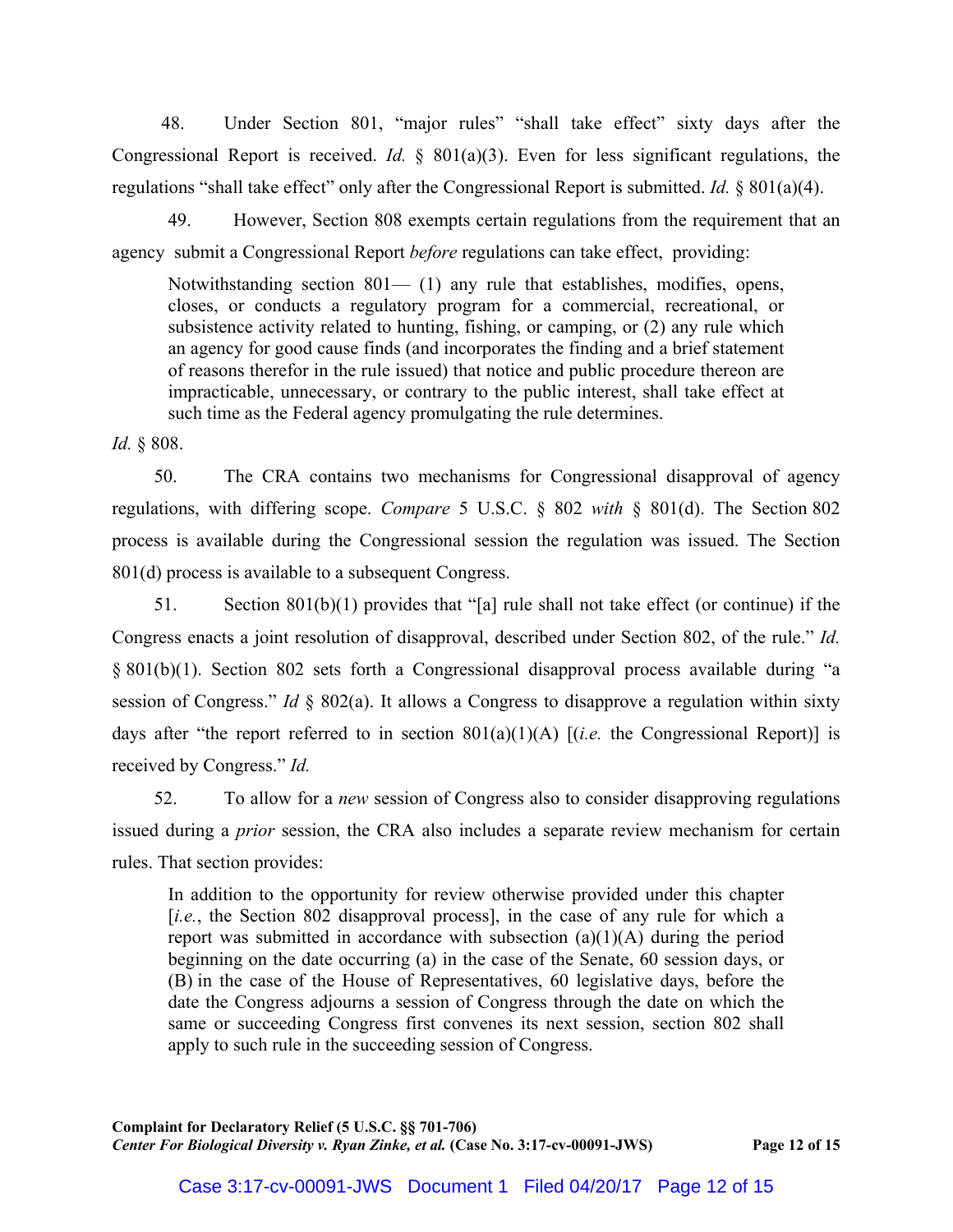48. Under Section 801, "major rules" "shall take effect" sixty days after the Congressional Report is received. *Id.* § 801(a)(3). Even for less significant regulations, the regulations "shall take effect" only after the Congressional Report is submitted. *Id.* § 801(a)(4).

49. However, Section 808 exempts certain regulations from the requirement that an agency submit a Congressional Report *before* regulations can take effect, providing:

> Notwithstanding section 801— (1) any rule that establishes, modifies, opens, closes, or conducts a regulatory program for a commercial, recreational, or subsistence activity related to hunting, fishing, or camping, or (2) any rule which an agency for good cause finds (and incorporates the finding and a brief statement of reasons therefor in the rule issued) that notice and public procedure thereon are impracticable, unnecessary, or contrary to the public interest, shall take effect at such time as the Federal agency promulgating the rule determines.

*Id.* § 808.

50. The CRA contains two mechanisms for Congressional disapproval of agency regulations, with differing scope. *Compare* 5 U.S.C. § 802 *with* § 801(d). The Section 802 process is available during the Congressional session the regulation was issued. The Section 801(d) process is available to a subsequent Congress.

51. Section 801(b)(1) provides that "[a] rule shall not take effect (or continue) if the Congress enacts a joint resolution of disapproval, described under Section 802, of the rule." *Id.* § 801(b)(1). Section 802 sets forth a Congressional disapproval process available during "a session of Congress." *Id* § 802(a). It allows a Congress to disapprove a regulation within sixty days after "the report referred to in section 801(a)(1)(A) [(*i.e.* the Congressional Report)] is received by Congress." *Id.*

52. To allow for a *new* session of Congress also to consider disapproving regulations issued during a *prior* session, the CRA also includes a separate review mechanism for certain rules. That section provides:

> In addition to the opportunity for review otherwise provided under this chapter [*i.e.*, the Section 802 disapproval process], in the case of any rule for which a report was submitted in accordance with subsection (a)(1)(A) during the period beginning on the date occurring (a) in the case of the Senate, 60 session days, or (B) in the case of the House of Representatives, 60 legislative days, before the date the Congress adjourns a session of Congress through the date on which the same or succeeding Congress first convenes its next session, section 802 shall apply to such rule in the succeeding session of Congress.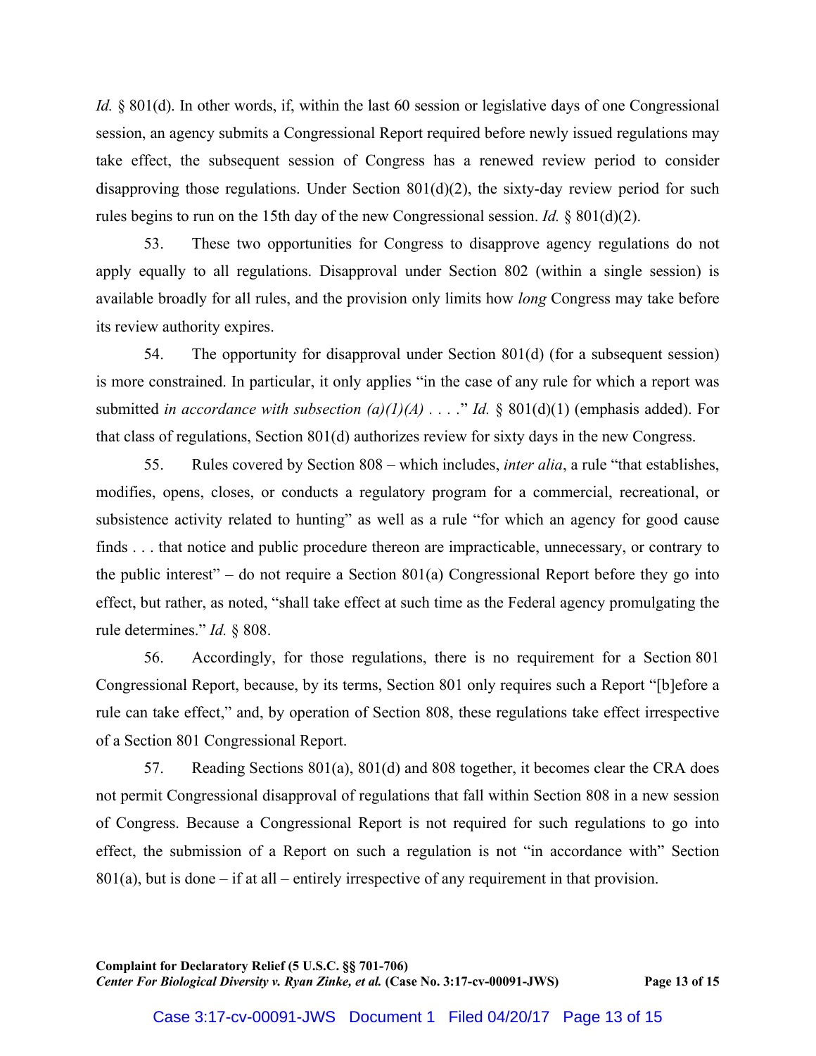*Id.* § 801(d). In other words, if, within the last 60 session or legislative days of one Congressional session, an agency submits a Congressional Report required before newly issued regulations may take effect, the subsequent session of Congress has a renewed review period to consider disapproving those regulations. Under Section 801(d)(2), the sixty-day review period for such rules begins to run on the 15th day of the new Congressional session. *Id.* § 801(d)(2).

53. These two opportunities for Congress to disapprove agency regulations do not apply equally to all regulations. Disapproval under Section 802 (within a single session) is available broadly for all rules, and the provision only limits how *long* Congress may take before its review authority expires.

54. The opportunity for disapproval under Section 801(d) (for a subsequent session) is more constrained. In particular, it only applies "in the case of any rule for which a report was submitted *in accordance with subsection (a)(1)(A)* . . . ." *Id.* § 801(d)(1) (emphasis added). For that class of regulations, Section 801(d) authorizes review for sixty days in the new Congress.

55. Rules covered by Section 808 – which includes, *inter alia*, a rule "that establishes, modifies, opens, closes, or conducts a regulatory program for a commercial, recreational, or subsistence activity related to hunting" as well as a rule "for which an agency for good cause finds . . . that notice and public procedure thereon are impracticable, unnecessary, or contrary to the public interest" – do not require a Section 801(a) Congressional Report before they go into effect, but rather, as noted, "shall take effect at such time as the Federal agency promulgating the rule determines." *Id.* § 808.

56. Accordingly, for those regulations, there is no requirement for a Section 801 Congressional Report, because, by its terms, Section 801 only requires such a Report "[b]efore a rule can take effect," and, by operation of Section 808, these regulations take effect irrespective of a Section 801 Congressional Report.

57. Reading Sections 801(a), 801(d) and 808 together, it becomes clear the CRA does not permit Congressional disapproval of regulations that fall within Section 808 in a new session of Congress. Because a Congressional Report is not required for such regulations to go into effect, the submission of a Report on such a regulation is not "in accordance with" Section 801(a), but is done – if at all – entirely irrespective of any requirement in that provision.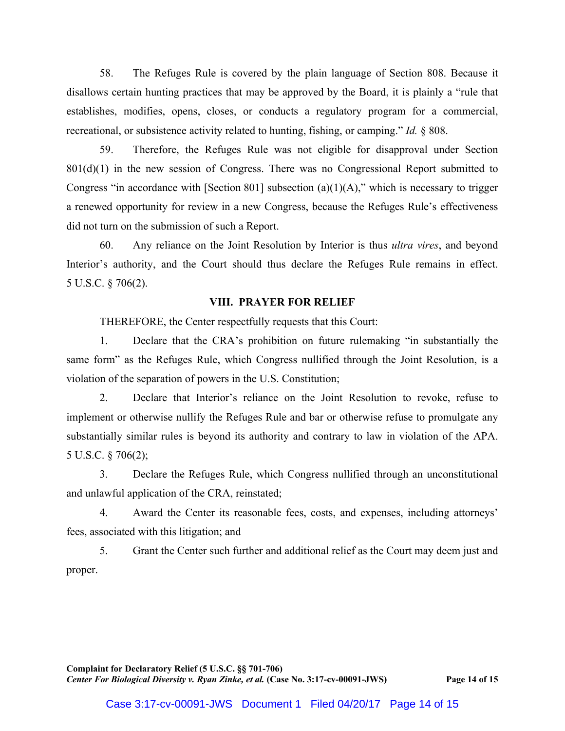58. The Refuges Rule is covered by the plain language of Section 808. Because it disallows certain hunting practices that may be approved by the Board, it is plainly a "rule that establishes, modifies, opens, closes, or conducts a regulatory program for a commercial, recreational, or subsistence activity related to hunting, fishing, or camping." *Id.* § 808.

59. Therefore, the Refuges Rule was not eligible for disapproval under Section 801(d)(1) in the new session of Congress. There was no Congressional Report submitted to Congress "in accordance with [Section 801] subsection (a)(1)(A)," which is necessary to trigger a renewed opportunity for review in a new Congress, because the Refuges Rule's effectiveness did not turn on the submission of such a Report.

60. Any reliance on the Joint Resolution by Interior is thus *ultra vires*, and beyond Interior's authority, and the Court should thus declare the Refuges Rule remains in effect. 5 U.S.C. § 706(2).

## VIII. PRAYER FOR RELIEF

THEREFORE, the Center respectfully requests that this Court:

1. Declare that the CRA's prohibition on future rulemaking "in substantially the same form" as the Refuges Rule, which Congress nullified through the Joint Resolution, is a violation of the separation of powers in the U.S. Constitution;

2. Declare that Interior's reliance on the Joint Resolution to revoke, refuse to implement or otherwise nullify the Refuges Rule and bar or otherwise refuse to promulgate any substantially similar rules is beyond its authority and contrary to law in violation of the APA. 5 U.S.C. § 706(2);

3. Declare the Refuges Rule, which Congress nullified through an unconstitutional and unlawful application of the CRA, reinstated;

4. Award the Center its reasonable fees, costs, and expenses, including attorneys' fees, associated with this litigation; and

5. Grant the Center such further and additional relief as the Court may deem just and proper.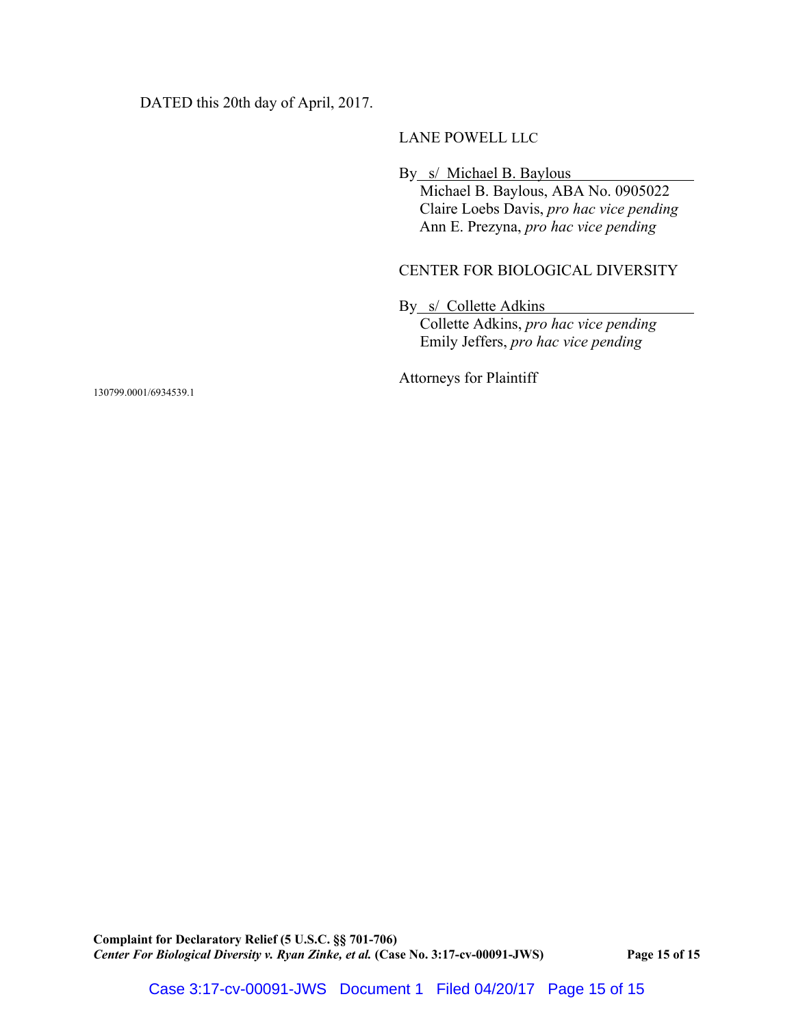DATED this 20th day of April, 2017.

LANE POWELL LLC

By s/ Michael B. Baylous
Michael B. Baylous, ABA No. 0905022
Claire Loebs Davis, *pro hac vice pending*
Ann E. Prezyna, *pro hac vice pending*

CENTER FOR BIOLOGICAL DIVERSITY

By s/ Collette Adkins
Collette Adkins, *pro hac vice pending*
Emily Jeffers, *pro hac vice pending*

Attorneys for Plaintiff

130799.0001/6934539.1